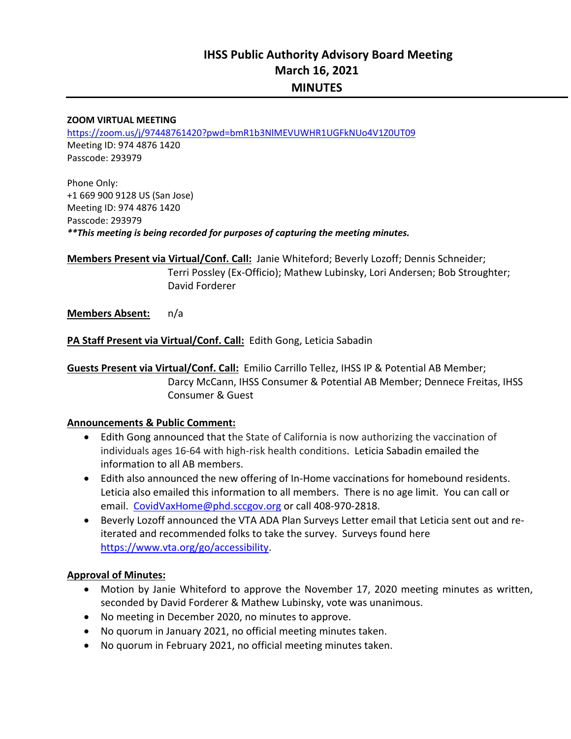# IHSS Public Authority Advisory Board Meeting
# March 16, 2021
# MINUTES

**ZOOM VIRTUAL MEETING**
https://zoom.us/j/97448761420?pwd=bmR1b3NlMEVUWHR1UGFkNUo4V1Z0UT09
Meeting ID: 974 4876 1420
Passcode: 293979

Phone Only:
+1 669 900 9128 US (San Jose)
Meeting ID: 974 4876 1420
Passcode: 293979
***\*\*This meeting is being recorded for purposes of capturing the meeting minutes.***

**Members Present via Virtual/Conf. Call:** Janie Whiteford; Beverly Lozoff; Dennis Schneider; Terri Possley (Ex-Officio); Mathew Lubinsky, Lori Andersen; Bob Stroughter; David Forderer

**Members Absent:** n/a

**PA Staff Present via Virtual/Conf. Call:** Edith Gong, Leticia Sabadin

**Guests Present via Virtual/Conf. Call:** Emilio Carrillo Tellez, IHSS IP & Potential AB Member; Darcy McCann, IHSS Consumer & Potential AB Member; Dennece Freitas, IHSS Consumer & Guest

**Announcements & Public Comment:**

- Edith Gong announced that the State of California is now authorizing the vaccination of individuals ages 16-64 with high-risk health conditions. Leticia Sabadin emailed the information to all AB members.
- Edith also announced the new offering of In-Home vaccinations for homebound residents. Leticia also emailed this information to all members. There is no age limit. You can call or email. CovidVaxHome@phd.sccgov.org or call 408-970-2818.
- Beverly Lozoff announced the VTA ADA Plan Surveys Letter email that Leticia sent out and re-iterated and recommended folks to take the survey. Surveys found here https://www.vta.org/go/accessibility.

**Approval of Minutes:**

- Motion by Janie Whiteford to approve the November 17, 2020 meeting minutes as written, seconded by David Forderer & Mathew Lubinsky, vote was unanimous.
- No meeting in December 2020, no minutes to approve.
- No quorum in January 2021, no official meeting minutes taken.
- No quorum in February 2021, no official meeting minutes taken.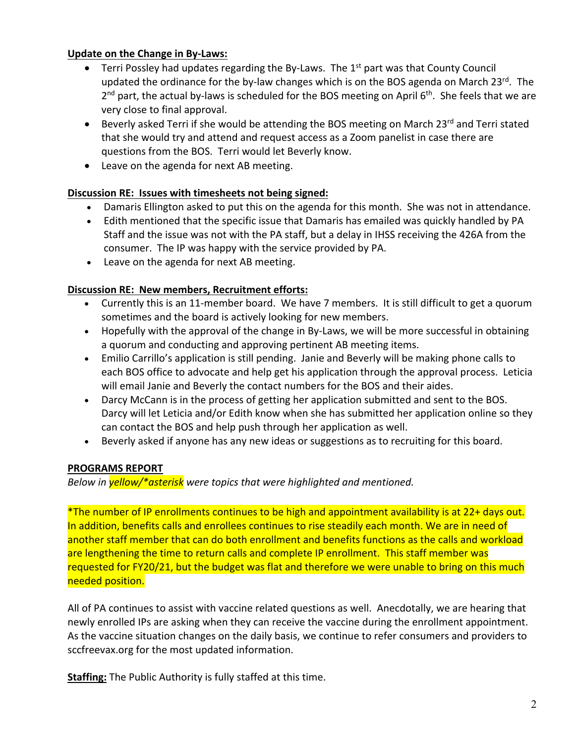**Update on the Change in By-Laws:**

- Terri Possley had updates regarding the By-Laws. The 1st part was that County Council updated the ordinance for the by-law changes which is on the BOS agenda on March 23rd. The 2nd part, the actual by-laws is scheduled for the BOS meeting on April 6th. She feels that we are very close to final approval.
- Beverly asked Terri if she would be attending the BOS meeting on March 23rd and Terri stated that she would try and attend and request access as a Zoom panelist in case there are questions from the BOS. Terri would let Beverly know.
- Leave on the agenda for next AB meeting.

**Discussion RE: Issues with timesheets not being signed:**

- Damaris Ellington asked to put this on the agenda for this month. She was not in attendance.
- Edith mentioned that the specific issue that Damaris has emailed was quickly handled by PA Staff and the issue was not with the PA staff, but a delay in IHSS receiving the 426A from the consumer. The IP was happy with the service provided by PA.
- Leave on the agenda for next AB meeting.

**Discussion RE: New members, Recruitment efforts:**

- Currently this is an 11-member board. We have 7 members. It is still difficult to get a quorum sometimes and the board is actively looking for new members.
- Hopefully with the approval of the change in By-Laws, we will be more successful in obtaining a quorum and conducting and approving pertinent AB meeting items.
- Emilio Carrillo's application is still pending. Janie and Beverly will be making phone calls to each BOS office to advocate and help get his application through the approval process. Leticia will email Janie and Beverly the contact numbers for the BOS and their aides.
- Darcy McCann is in the process of getting her application submitted and sent to the BOS. Darcy will let Leticia and/or Edith know when she has submitted her application online so they can contact the BOS and help push through her application as well.
- Beverly asked if anyone has any new ideas or suggestions as to recruiting for this board.

**PROGRAMS REPORT**

*Below in yellow/*asterisk were topics that were highlighted and mentioned.*

*The number of IP enrollments continues to be high and appointment availability is at 22+ days out. In addition, benefits calls and enrollees continues to rise steadily each month. We are in need of another staff member that can do both enrollment and benefits functions as the calls and workload are lengthening the time to return calls and complete IP enrollment. This staff member was requested for FY20/21, but the budget was flat and therefore we were unable to bring on this much needed position.

All of PA continues to assist with vaccine related questions as well. Anecdotally, we are hearing that newly enrolled IPs are asking when they can receive the vaccine during the enrollment appointment. As the vaccine situation changes on the daily basis, we continue to refer consumers and providers to sccfreevax.org for the most updated information.

**Staffing:** The Public Authority is fully staffed at this time.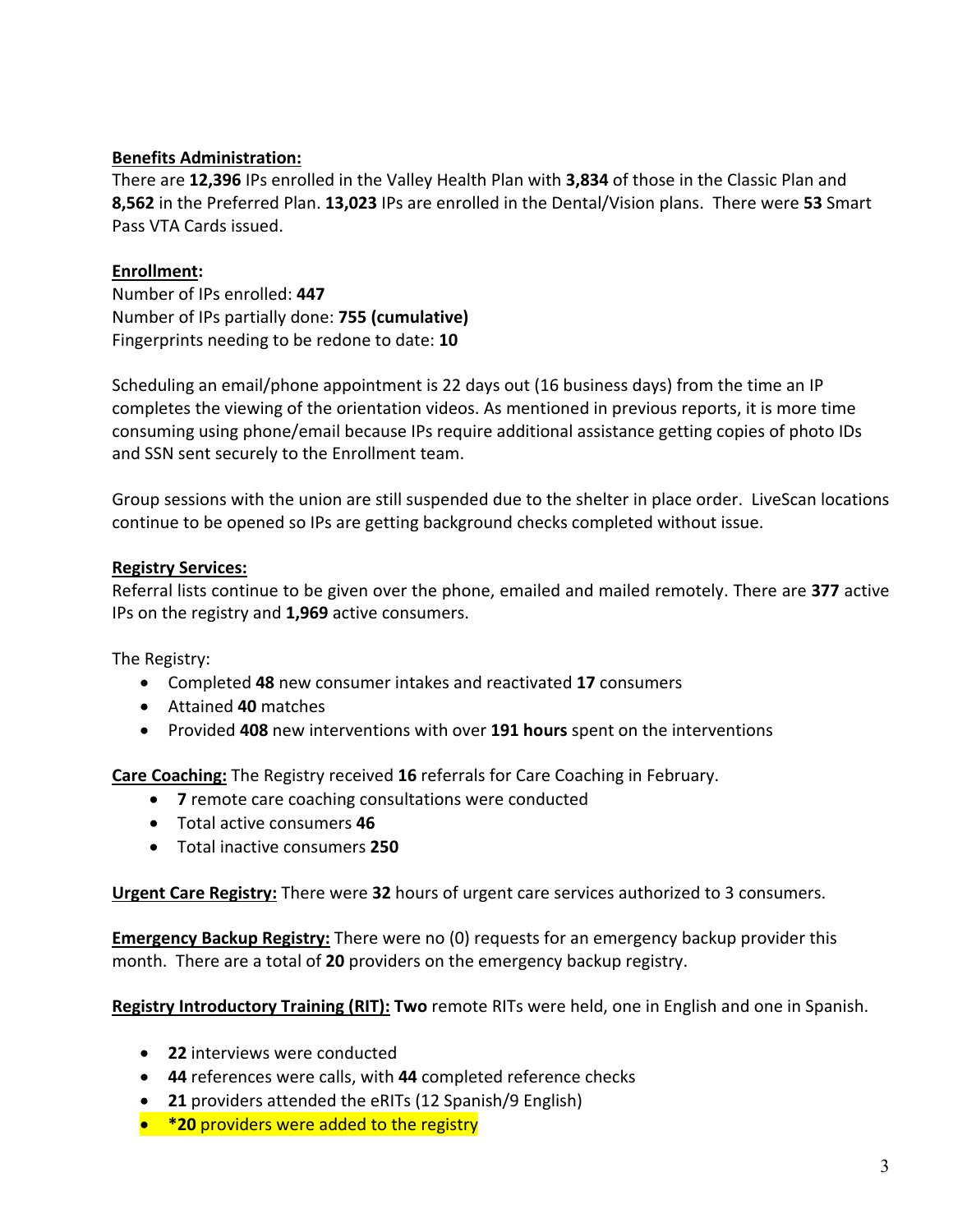**Benefits Administration:**
There are **12,396** IPs enrolled in the Valley Health Plan with **3,834** of those in the Classic Plan and **8,562** in the Preferred Plan. **13,023** IPs are enrolled in the Dental/Vision plans. There were **53** Smart Pass VTA Cards issued.

**Enrollment:**
Number of IPs enrolled: **447**
Number of IPs partially done: **755 (cumulative)**
Fingerprints needing to be redone to date: **10**

Scheduling an email/phone appointment is 22 days out (16 business days) from the time an IP completes the viewing of the orientation videos. As mentioned in previous reports, it is more time consuming using phone/email because IPs require additional assistance getting copies of photo IDs and SSN sent securely to the Enrollment team.

Group sessions with the union are still suspended due to the shelter in place order. LiveScan locations continue to be opened so IPs are getting background checks completed without issue.

**Registry Services:**
Referral lists continue to be given over the phone, emailed and mailed remotely. There are **377** active IPs on the registry and **1,969** active consumers.

The Registry:

- Completed **48** new consumer intakes and reactivated **17** consumers
- Attained **40** matches
- Provided **408** new interventions with over **191 hours** spent on the interventions

**Care Coaching:** The Registry received **16** referrals for Care Coaching in February.

- **7** remote care coaching consultations were conducted
- Total active consumers **46**
- Total inactive consumers **250**

**Urgent Care Registry:** There were **32** hours of urgent care services authorized to 3 consumers.

**Emergency Backup Registry:** There were no (0) requests for an emergency backup provider this month. There are a total of **20** providers on the emergency backup registry.

**Registry Introductory Training (RIT): Two** remote RITs were held, one in English and one in Spanish.

- **22** interviews were conducted
- **44** references were calls, with **44** completed reference checks
- **21** providers attended the eRITs (12 Spanish/9 English)
- ***20** providers were added to the registry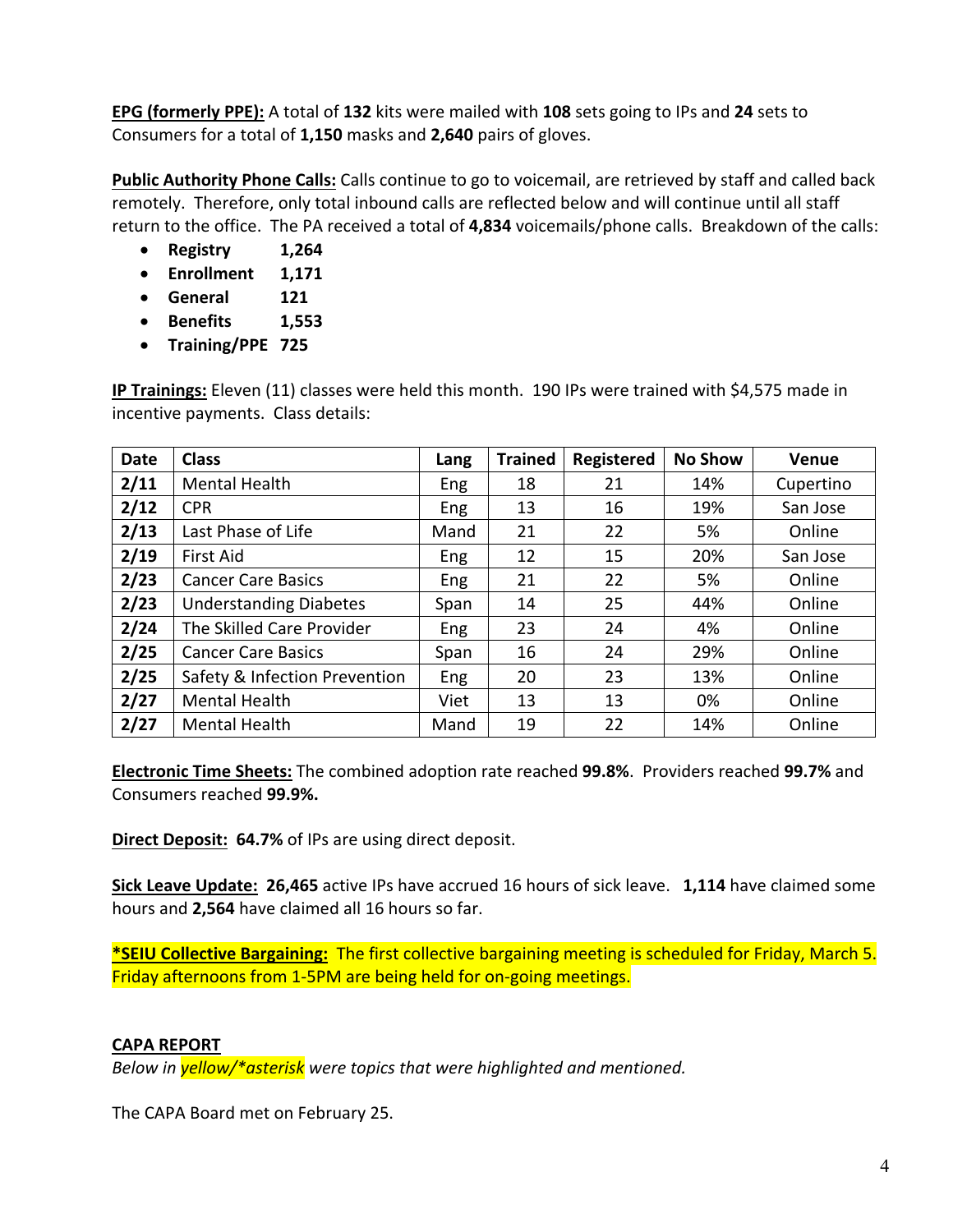**EPG (formerly PPE):** A total of **132** kits were mailed with **108** sets going to IPs and **24** sets to Consumers for a total of **1,150** masks and **2,640** pairs of gloves.

**Public Authority Phone Calls:** Calls continue to go to voicemail, are retrieved by staff and called back remotely. Therefore, only total inbound calls are reflected below and will continue until all staff return to the office. The PA received a total of **4,834** voicemails/phone calls. Breakdown of the calls:

- **Registry 1,264**
- **Enrollment 1,171**
- **General 121**
- **Benefits 1,553**
- **Training/PPE 725**

**IP Trainings:** Eleven (11) classes were held this month. 190 IPs were trained with $4,575 made in incentive payments. Class details:

| Date | Class | Lang | Trained | Registered | No Show | Venue |
|---|---|---|---|---|---|---|
| 2/11 | Mental Health | Eng | 18 | 21 | 14% | Cupertino |
| 2/12 | CPR | Eng | 13 | 16 | 19% | San Jose |
| 2/13 | Last Phase of Life | Mand | 21 | 22 | 5% | Online |
| 2/19 | First Aid | Eng | 12 | 15 | 20% | San Jose |
| 2/23 | Cancer Care Basics | Eng | 21 | 22 | 5% | Online |
| 2/23 | Understanding Diabetes | Span | 14 | 25 | 44% | Online |
| 2/24 | The Skilled Care Provider | Eng | 23 | 24 | 4% | Online |
| 2/25 | Cancer Care Basics | Span | 16 | 24 | 29% | Online |
| 2/25 | Safety & Infection Prevention | Eng | 20 | 23 | 13% | Online |
| 2/27 | Mental Health | Viet | 13 | 13 | 0% | Online |
| 2/27 | Mental Health | Mand | 19 | 22 | 14% | Online |

**Electronic Time Sheets:** The combined adoption rate reached **99.8%**. Providers reached **99.7%** and Consumers reached **99.9%.**

**Direct Deposit: 64.7%** of IPs are using direct deposit.

**Sick Leave Update: 26,465** active IPs have accrued 16 hours of sick leave. **1,114** have claimed some hours and **2,564** have claimed all 16 hours so far.

**\*SEIU Collective Bargaining:** The first collective bargaining meeting is scheduled for Friday, March 5. Friday afternoons from 1-5PM are being held for on-going meetings.

**CAPA REPORT**

*Below in yellow/*asterisk were topics that were highlighted and mentioned.*

The CAPA Board met on February 25.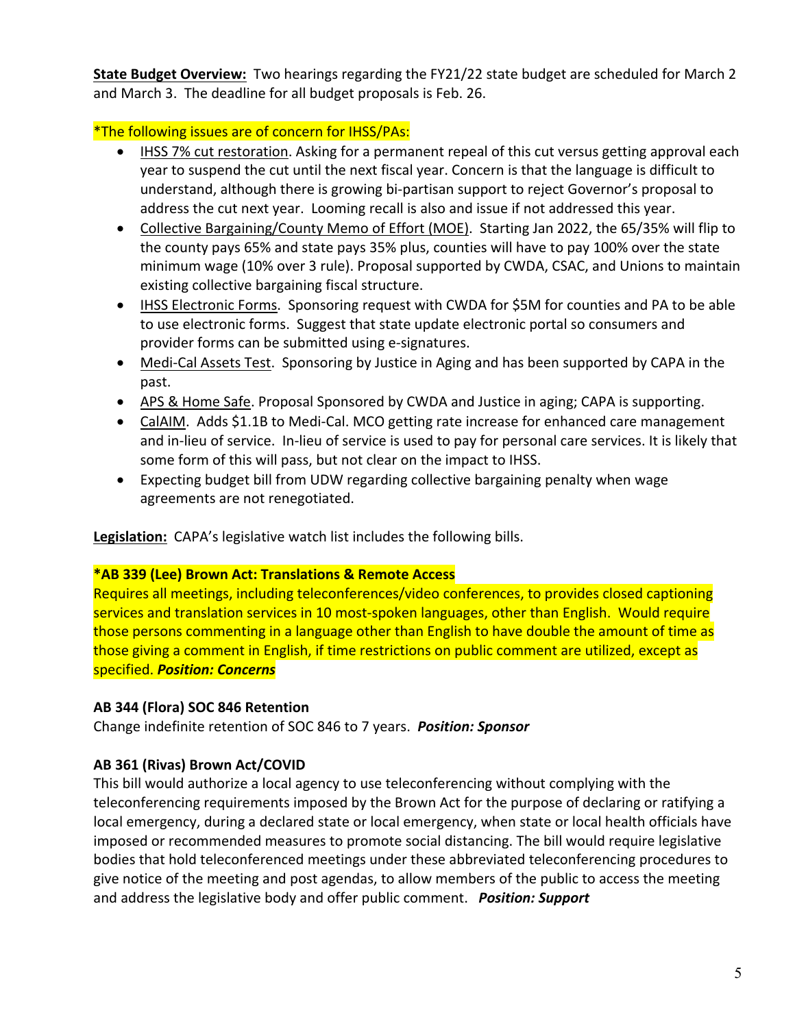**State Budget Overview:** Two hearings regarding the FY21/22 state budget are scheduled for March 2 and March 3. The deadline for all budget proposals is Feb. 26.

*The following issues are of concern for IHSS/PAs:

- IHSS 7% cut restoration. Asking for a permanent repeal of this cut versus getting approval each year to suspend the cut until the next fiscal year. Concern is that the language is difficult to understand, although there is growing bi-partisan support to reject Governor's proposal to address the cut next year. Looming recall is also and issue if not addressed this year.
- Collective Bargaining/County Memo of Effort (MOE). Starting Jan 2022, the 65/35% will flip to the county pays 65% and state pays 35% plus, counties will have to pay 100% over the state minimum wage (10% over 3 rule). Proposal supported by CWDA, CSAC, and Unions to maintain existing collective bargaining fiscal structure.
- IHSS Electronic Forms. Sponsoring request with CWDA for $5M for counties and PA to be able to use electronic forms. Suggest that state update electronic portal so consumers and provider forms can be submitted using e-signatures.
- Medi-Cal Assets Test. Sponsoring by Justice in Aging and has been supported by CAPA in the past.
- APS & Home Safe. Proposal Sponsored by CWDA and Justice in aging; CAPA is supporting.
- CalAIM. Adds $1.1B to Medi-Cal. MCO getting rate increase for enhanced care management and in-lieu of service. In-lieu of service is used to pay for personal care services. It is likely that some form of this will pass, but not clear on the impact to IHSS.
- Expecting budget bill from UDW regarding collective bargaining penalty when wage agreements are not renegotiated.

**Legislation:** CAPA's legislative watch list includes the following bills.

**\*AB 339 (Lee) Brown Act: Translations & Remote Access**
Requires all meetings, including teleconferences/video conferences, to provides closed captioning services and translation services in 10 most-spoken languages, other than English. Would require those persons commenting in a language other than English to have double the amount of time as those giving a comment in English, if time restrictions on public comment are utilized, except as specified. ***Position: Concerns***

**AB 344 (Flora) SOC 846 Retention**
Change indefinite retention of SOC 846 to 7 years. ***Position: Sponsor***

**AB 361 (Rivas) Brown Act/COVID**
This bill would authorize a local agency to use teleconferencing without complying with the teleconferencing requirements imposed by the Brown Act for the purpose of declaring or ratifying a local emergency, during a declared state or local emergency, when state or local health officials have imposed or recommended measures to promote social distancing. The bill would require legislative bodies that hold teleconferenced meetings under these abbreviated teleconferencing procedures to give notice of the meeting and post agendas, to allow members of the public to access the meeting and address the legislative body and offer public comment. ***Position: Support***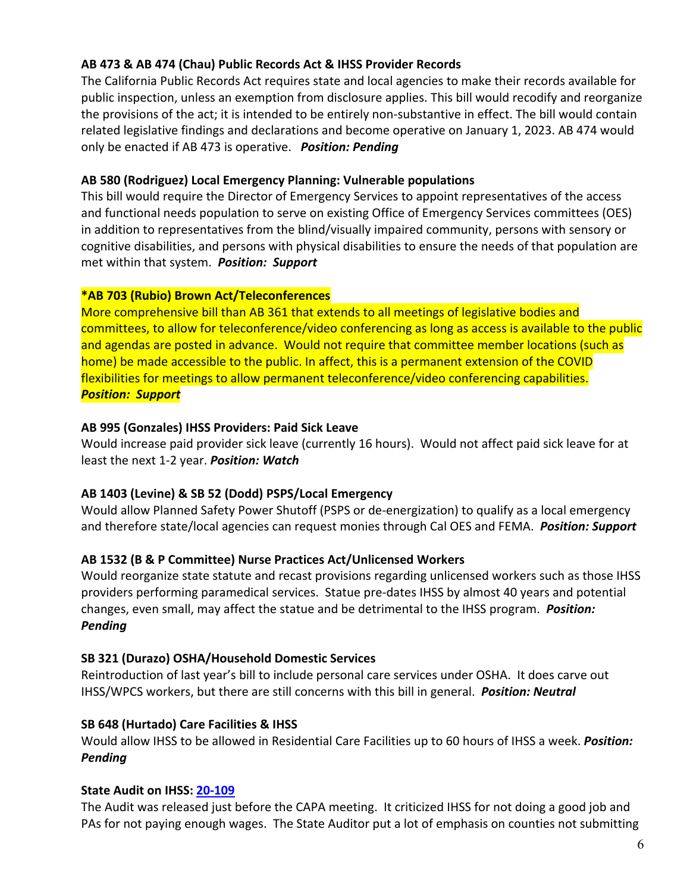**AB 473 & AB 474 (Chau) Public Records Act & IHSS Provider Records**
The California Public Records Act requires state and local agencies to make their records available for public inspection, unless an exemption from disclosure applies. This bill would recodify and reorganize the provisions of the act; it is intended to be entirely non-substantive in effect. The bill would contain related legislative findings and declarations and become operative on January 1, 2023. AB 474 would only be enacted if AB 473 is operative. ***Position: Pending***

**AB 580 (Rodriguez) Local Emergency Planning: Vulnerable populations**
This bill would require the Director of Emergency Services to appoint representatives of the access and functional needs population to serve on existing Office of Emergency Services committees (OES) in addition to representatives from the blind/visually impaired community, persons with sensory or cognitive disabilities, and persons with physical disabilities to ensure the needs of that population are met within that system. ***Position: Support***

**\*AB 703 (Rubio) Brown Act/Teleconferences**
More comprehensive bill than AB 361 that extends to all meetings of legislative bodies and committees, to allow for teleconference/video conferencing as long as access is available to the public and agendas are posted in advance. Would not require that committee member locations (such as home) be made accessible to the public. In affect, this is a permanent extension of the COVID flexibilities for meetings to allow permanent teleconference/video conferencing capabilities.
***Position: Support***

**AB 995 (Gonzales) IHSS Providers: Paid Sick Leave**
Would increase paid provider sick leave (currently 16 hours). Would not affect paid sick leave for at least the next 1-2 year. ***Position: Watch***

**AB 1403 (Levine) & SB 52 (Dodd) PSPS/Local Emergency**
Would allow Planned Safety Power Shutoff (PSPS or de-energization) to qualify as a local emergency and therefore state/local agencies can request monies through Cal OES and FEMA. ***Position: Support***

**AB 1532 (B & P Committee) Nurse Practices Act/Unlicensed Workers**
Would reorganize state statute and recast provisions regarding unlicensed workers such as those IHSS providers performing paramedical services. Statue pre-dates IHSS by almost 40 years and potential changes, even small, may affect the statue and be detrimental to the IHSS program. ***Position: Pending***

**SB 321 (Durazo) OSHA/Household Domestic Services**
Reintroduction of last year's bill to include personal care services under OSHA. It does carve out IHSS/WPCS workers, but there are still concerns with this bill in general. ***Position: Neutral***

**SB 648 (Hurtado) Care Facilities & IHSS**
Would allow IHSS to be allowed in Residential Care Facilities up to 60 hours of IHSS a week. ***Position: Pending***

**State Audit on IHSS: [20-109]**
The Audit was released just before the CAPA meeting. It criticized IHSS for not doing a good job and PAs for not paying enough wages. The State Auditor put a lot of emphasis on counties not submitting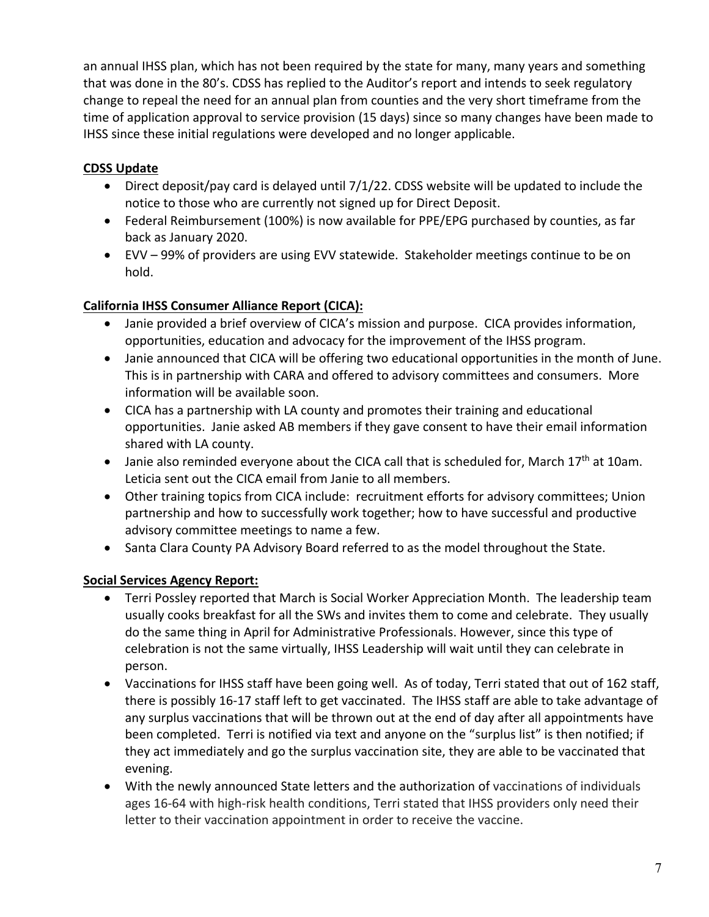an annual IHSS plan, which has not been required by the state for many, many years and something that was done in the 80's. CDSS has replied to the Auditor's report and intends to seek regulatory change to repeal the need for an annual plan from counties and the very short timeframe from the time of application approval to service provision (15 days) since so many changes have been made to IHSS since these initial regulations were developed and no longer applicable.

**CDSS Update**

- Direct deposit/pay card is delayed until 7/1/22. CDSS website will be updated to include the notice to those who are currently not signed up for Direct Deposit.
- Federal Reimbursement (100%) is now available for PPE/EPG purchased by counties, as far back as January 2020.
- EVV – 99% of providers are using EVV statewide. Stakeholder meetings continue to be on hold.

**California IHSS Consumer Alliance Report (CICA):**

- Janie provided a brief overview of CICA's mission and purpose. CICA provides information, opportunities, education and advocacy for the improvement of the IHSS program.
- Janie announced that CICA will be offering two educational opportunities in the month of June. This is in partnership with CARA and offered to advisory committees and consumers. More information will be available soon.
- CICA has a partnership with LA county and promotes their training and educational opportunities. Janie asked AB members if they gave consent to have their email information shared with LA county.
- Janie also reminded everyone about the CICA call that is scheduled for, March 17th at 10am. Leticia sent out the CICA email from Janie to all members.
- Other training topics from CICA include: recruitment efforts for advisory committees; Union partnership and how to successfully work together; how to have successful and productive advisory committee meetings to name a few.
- Santa Clara County PA Advisory Board referred to as the model throughout the State.

**Social Services Agency Report:**

- Terri Possley reported that March is Social Worker Appreciation Month. The leadership team usually cooks breakfast for all the SWs and invites them to come and celebrate. They usually do the same thing in April for Administrative Professionals. However, since this type of celebration is not the same virtually, IHSS Leadership will wait until they can celebrate in person.
- Vaccinations for IHSS staff have been going well. As of today, Terri stated that out of 162 staff, there is possibly 16-17 staff left to get vaccinated. The IHSS staff are able to take advantage of any surplus vaccinations that will be thrown out at the end of day after all appointments have been completed. Terri is notified via text and anyone on the "surplus list" is then notified; if they act immediately and go the surplus vaccination site, they are able to be vaccinated that evening.
- With the newly announced State letters and the authorization of vaccinations of individuals ages 16-64 with high-risk health conditions, Terri stated that IHSS providers only need their letter to their vaccination appointment in order to receive the vaccine.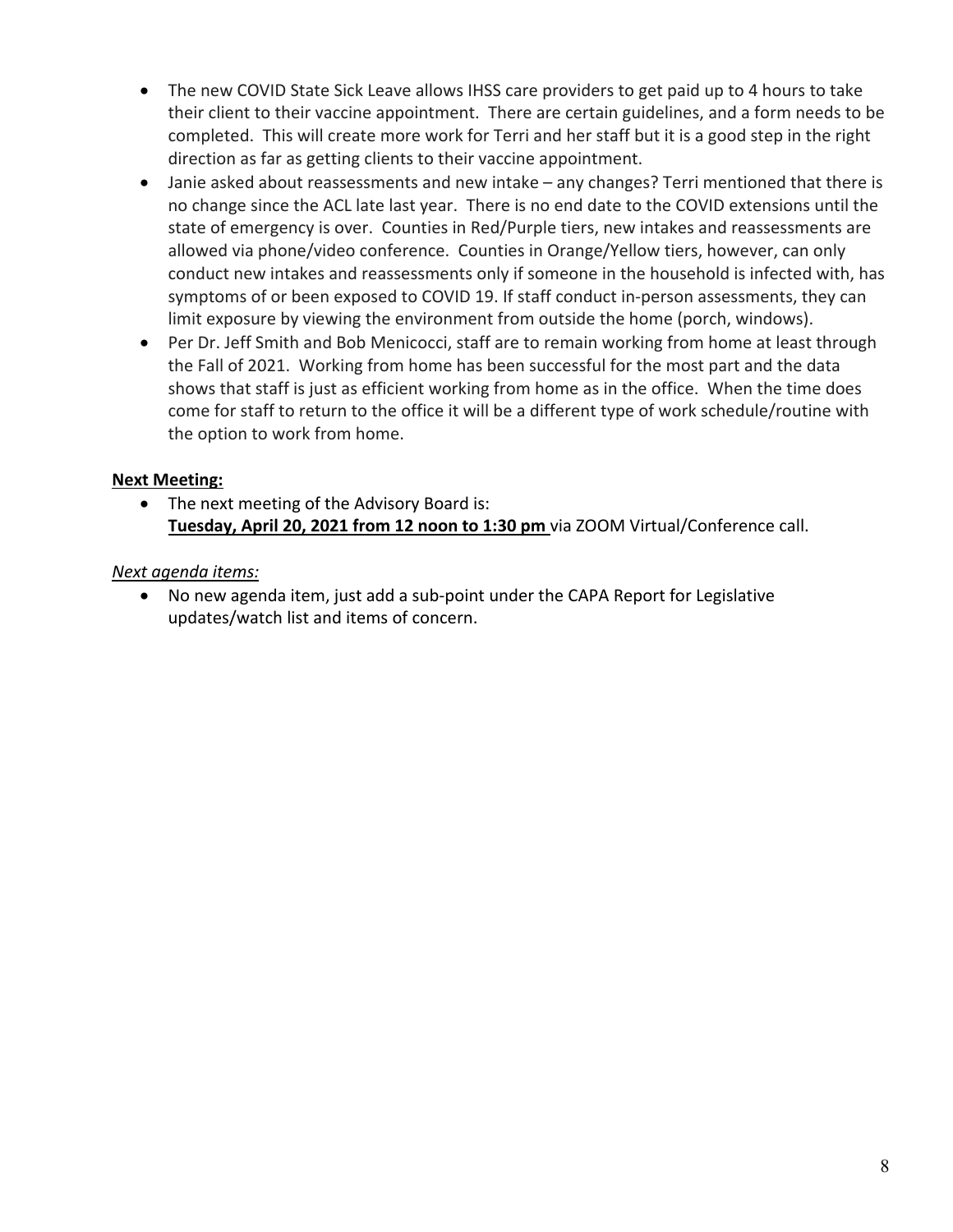- The new COVID State Sick Leave allows IHSS care providers to get paid up to 4 hours to take their client to their vaccine appointment. There are certain guidelines, and a form needs to be completed. This will create more work for Terri and her staff but it is a good step in the right direction as far as getting clients to their vaccine appointment.
- Janie asked about reassessments and new intake – any changes? Terri mentioned that there is no change since the ACL late last year. There is no end date to the COVID extensions until the state of emergency is over. Counties in Red/Purple tiers, new intakes and reassessments are allowed via phone/video conference. Counties in Orange/Yellow tiers, however, can only conduct new intakes and reassessments only if someone in the household is infected with, has symptoms of or been exposed to COVID 19. If staff conduct in-person assessments, they can limit exposure by viewing the environment from outside the home (porch, windows).
- Per Dr. Jeff Smith and Bob Menicocci, staff are to remain working from home at least through the Fall of 2021. Working from home has been successful for the most part and the data shows that staff is just as efficient working from home as in the office. When the time does come for staff to return to the office it will be a different type of work schedule/routine with the option to work from home.

**Next Meeting:**

- The next meeting of the Advisory Board is:
  **Tuesday, April 20, 2021 from 12 noon to 1:30 pm** via ZOOM Virtual/Conference call.

*Next agenda items:*

- No new agenda item, just add a sub-point under the CAPA Report for Legislative updates/watch list and items of concern.